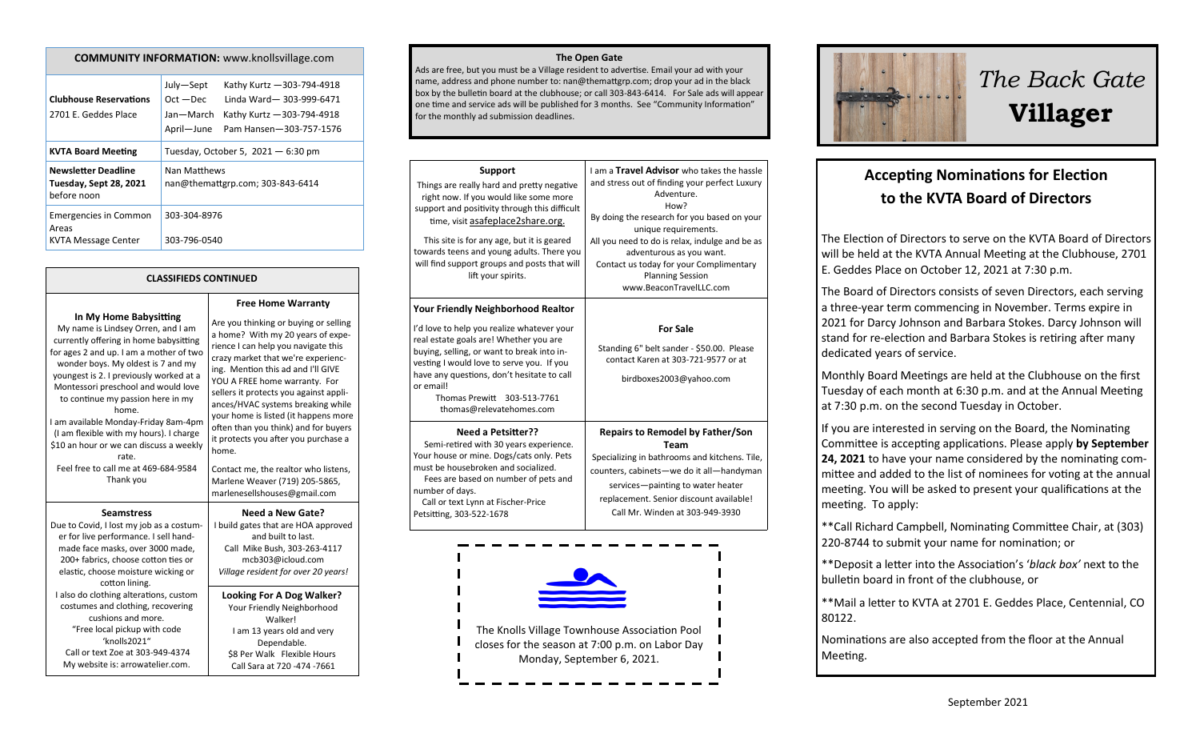## COMMUNITY INFORMATION: www.knollsvillage.com

| | |
|---|---|
| **Clubhouse Reservations** 2701 E. Geddes Place | July—Sept Kathy Kurtz —303-794-4918<br>Oct —Dec Linda Ward— 303-999-6471<br>Jan—March Kathy Kurtz —303-794-4918<br>April—June Pam Hansen—303-757-1576 |
| **KVTA Board Meeting** | Tuesday, October 5, 2021 — 6:30 pm |
| **Newsletter Deadline Tuesday, Sept 28, 2021** before noon | Nan Matthews<br>nan@themattgrp.com; 303-843-6414 |
| Emergencies in Common Areas | 303-304-8976 |
| KVTA Message Center | 303-796-0540 |

## CLASSIFIEDS CONTINUED

**In My Home Babysitting**

My name is Lindsey Orren, and I am currently offering in home babysitting for ages 2 and up. I am a mother of two wonder boys. My oldest is 7 and my youngest is 2. I previously worked at a Montessori preschool and would love to continue my passion here in my home.

I am available Monday-Friday 8am-4pm (I am flexible with my hours). I charge $10 an hour or we can discuss a weekly rate.

Feel free to call me at 469-684-9584

Thank you

**Free Home Warranty**

Are you thinking or buying or selling a home? With my 20 years of experience I can help you navigate this crazy market that we're experiencing. Mention this ad and I'll GIVE YOU A FREE home warranty. For sellers it protects you against appliances/HVAC systems breaking while your home is listed (it happens more often than you think) and for buyers it protects you after you purchase a home.

Contact me, the realtor who listens, Marlene Weaver (719) 205-5865, marlenesellshouses@gmail.com

**Seamstress**

Due to Covid, I lost my job as a costumer for live performance. I sell handmade face masks, over 3000 made, 200+ fabrics, choose cotton ties or elastic, choose moisture wicking or cotton lining.

I also do clothing alterations, custom costumes and clothing, recovering cushions and more.

"Free local pickup with code 'knolls2021"

Call or text Zoe at 303-949-4374

My website is: arrowatelier.com.

**Need a New Gate?**

I build gates that are HOA approved and built to last.

Call Mike Bush, 303-263-4117

mcb303@icloud.com

*Village resident for over 20 years!*

**Looking For A Dog Walker?**

Your Friendly Neighborhood Walker!

I am 13 years old and very Dependable.

$8 Per Walk Flexible Hours

Call Sara at 720 -474 -7661

## The Open Gate

Ads are free, but you must be a Village resident to advertise. Email your ad with your name, address and phone number to: nan@themattgrp.com; drop your ad in the black box by the bulletin board at the clubhouse; or call 303-843-6414. For Sale ads will appear one time and service ads will be published for 3 months. See "Community Information" for the monthly ad submission deadlines.

**Support**

Things are really hard and pretty negative right now. If you would like some more support and positivity through this difficult time, visit asafeplace2share.org.

This site is for any age, but it is geared towards teens and young adults. There you will find support groups and posts that will lift your spirits.

I am a **Travel Advisor** who takes the hassle and stress out of finding your perfect Luxury Adventure.

How?

By doing the research for you based on your unique requirements.

All you need to do is relax, indulge and be as adventurous as you want.

Contact us today for your Complimentary Planning Session

www.BeaconTravelLLC.com

**Your Friendly Neighborhood Realtor**

I'd love to help you realize whatever your real estate goals are! Whether you are buying, selling, or want to break into investing I would love to serve you. If you have any questions, don't hesitate to call or email!

Thomas Prewitt 303-513-7761

thomas@relevatehomes.com

**For Sale**

Standing 6" belt sander - $50.00. Please contact Karen at 303-721-9577 or at

birdboxes2003@yahoo.com

**Need a Petsitter??**

Semi-retired with 30 years experience. Your house or mine. Dogs/cats only. Pets must be housebroken and socialized.

Fees are based on number of pets and number of days.

Call or text Lynn at Fischer-Price Petsitting, 303-522-1678

**Repairs to Remodel by Father/Son Team**

Specializing in bathrooms and kitchens. Tile, counters, cabinets—we do it all—handyman services—painting to water heater replacement. Senior discount available!

Call Mr. Winden at 303-949-3930

The Knolls Village Townhouse Association Pool closes for the season at 7:00 p.m. on Labor Day Monday, September 6, 2021.

# *The Back Gate* **Villager**

## Accepting Nominations for Election to the KVTA Board of Directors

The Election of Directors to serve on the KVTA Board of Directors will be held at the KVTA Annual Meeting at the Clubhouse, 2701 E. Geddes Place on October 12, 2021 at 7:30 p.m.

The Board of Directors consists of seven Directors, each serving a three-year term commencing in November. Terms expire in 2021 for Darcy Johnson and Barbara Stokes. Darcy Johnson will stand for re-election and Barbara Stokes is retiring after many dedicated years of service.

Monthly Board Meetings are held at the Clubhouse on the first Tuesday of each month at 6:30 p.m. and at the Annual Meeting at 7:30 p.m. on the second Tuesday in October.

If you are interested in serving on the Board, the Nominating Committee is accepting applications. Please apply **by September 24, 2021** to have your name considered by the nominating committee and added to the list of nominees for voting at the annual meeting. You will be asked to present your qualifications at the meeting. To apply:

**Call Richard Campbell, Nominating Committee Chair, at (303) 220-8744 to submit your name for nomination; or

**Deposit a letter into the Association's '*black box'* next to the bulletin board in front of the clubhouse, or

**Mail a letter to KVTA at 2701 E. Geddes Place, Centennial, CO 80122.

Nominations are also accepted from the floor at the Annual Meeting.

September 2021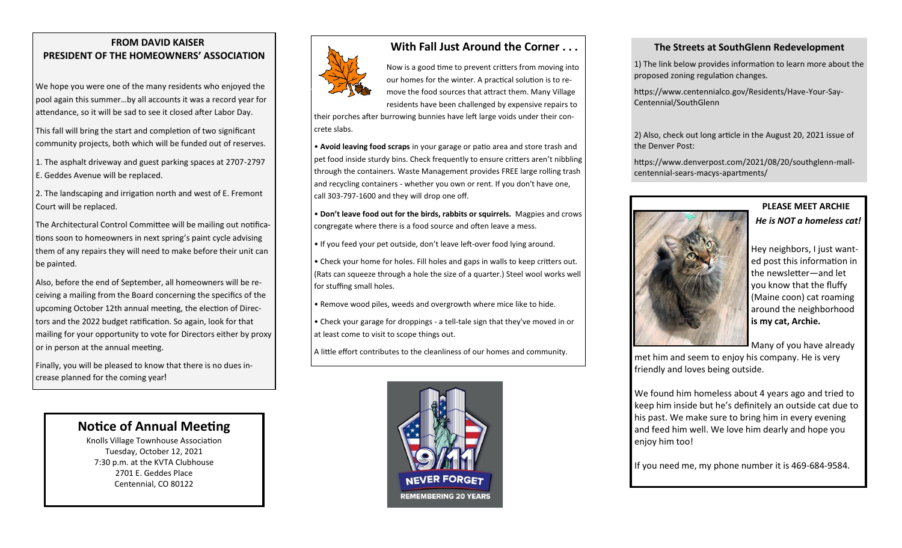## FROM DAVID KAISER
## PRESIDENT OF THE HOMEOWNERS' ASSOCIATION

We hope you were one of the many residents who enjoyed the pool again this summer…by all accounts it was a record year for attendance, so it will be sad to see it closed after Labor Day.

This fall will bring the start and completion of two significant community projects, both which will be funded out of reserves.

1. The asphalt driveway and guest parking spaces at 2707-2797 E. Geddes Avenue will be replaced.

2. The landscaping and irrigation north and west of E. Fremont Court will be replaced.

The Architectural Control Committee will be mailing out notifications soon to homeowners in next spring's paint cycle advising them of any repairs they will need to make before their unit can be painted.

Also, before the end of September, all homeowners will be receiving a mailing from the Board concerning the specifics of the upcoming October 12th annual meeting, the election of Directors and the 2022 budget ratification. So again, look for that mailing for your opportunity to vote for Directors either by proxy or in person at the annual meeting.

Finally, you will be pleased to know that there is no dues increase planned for the coming year!

## Notice of Annual Meeting

Knolls Village Townhouse Association
Tuesday, October 12, 2021
7:30 p.m. at the KVTA Clubhouse
2701 E. Geddes Place
Centennial, CO 80122

## With Fall Just Around the Corner . . .

Now is a good time to prevent critters from moving into our homes for the winter. A practical solution is to remove the food sources that attract them. Many Village residents have been challenged by expensive repairs to their porches after burrowing bunnies have left large voids under their concrete slabs.

- **Avoid leaving food scraps** in your garage or patio area and store trash and pet food inside sturdy bins. Check frequently to ensure critters aren't nibbling through the containers. Waste Management provides FREE large rolling trash and recycling containers - whether you own or rent. If you don't have one, call 303-797-1600 and they will drop one off.
- **Don't leave food out for the birds, rabbits or squirrels.** Magpies and crows congregate where there is a food source and often leave a mess.
- If you feed your pet outside, don't leave left-over food lying around.
- Check your home for holes. Fill holes and gaps in walls to keep critters out. (Rats can squeeze through a hole the size of a quarter.) Steel wool works well for stuffing small holes.
- Remove wood piles, weeds and overgrowth where mice like to hide.
- Check your garage for droppings - a tell-tale sign that they've moved in or at least come to visit to scope things out.

A little effort contributes to the cleanliness of our homes and community.

9/11
NEVER FORGET
REMEMBERING 20 YEARS

## The Streets at SouthGlenn Redevelopment

1) The link below provides information to learn more about the proposed zoning regulation changes.

https://www.centennialco.gov/Residents/Have-Your-Say-Centennial/SouthGlenn

2) Also, check out long article in the August 20, 2021 issue of the Denver Post:

https://www.denverpost.com/2021/08/20/southglenn-mall-centennial-sears-macys-apartments/

## PLEASE MEET ARCHIE

***He is NOT a homeless cat!***

Hey neighbors, I just wanted post this information in the newsletter—and let you know that the fluffy (Maine coon) cat roaming around the neighborhood **is my cat, Archie.**

Many of you have already met him and seem to enjoy his company. He is very friendly and loves being outside.

We found him homeless about 4 years ago and tried to keep him inside but he's definitely an outside cat due to his past. We make sure to bring him in every evening and feed him well. We love him dearly and hope you enjoy him too!

If you need me, my phone number it is 469-684-9584.